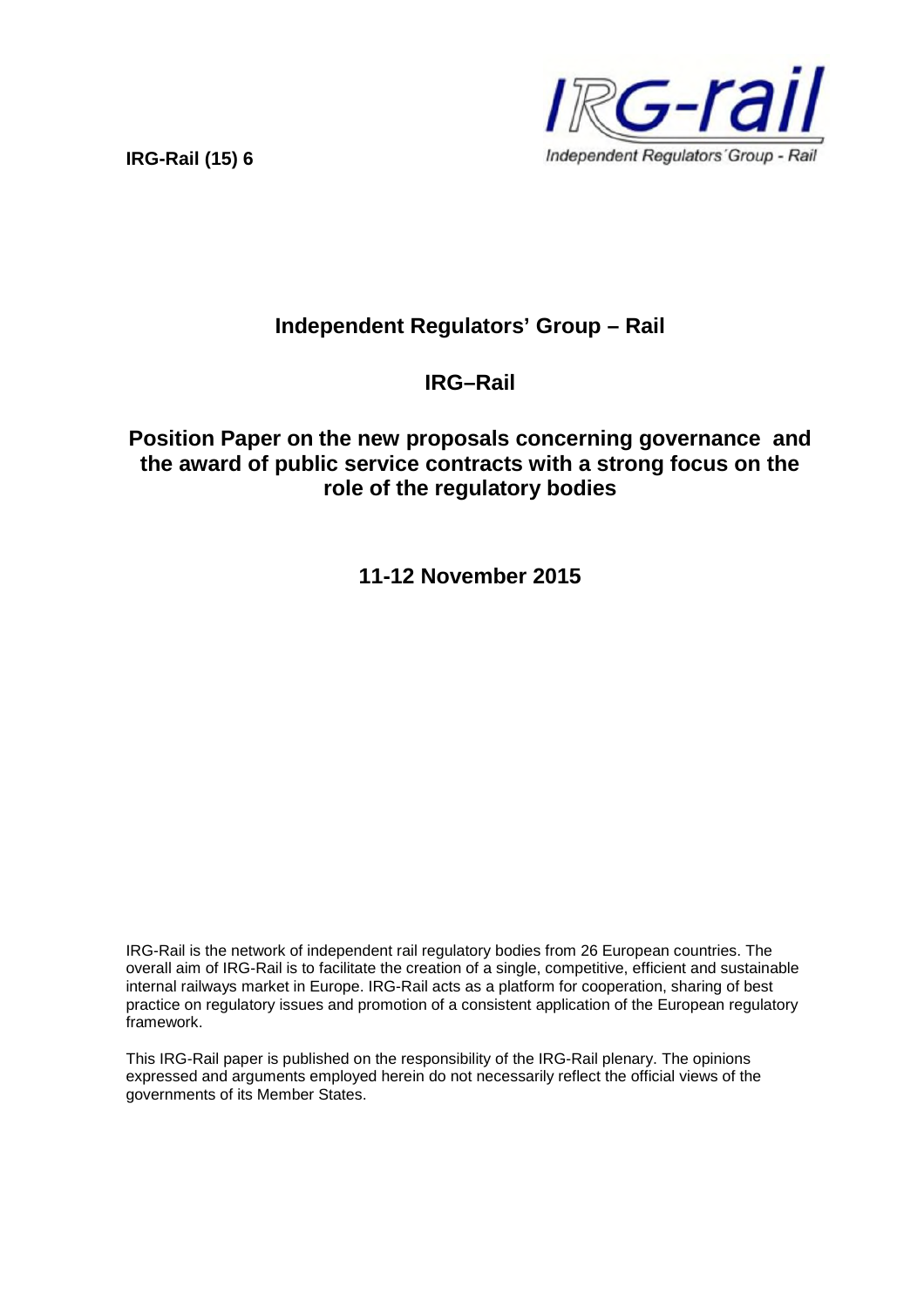**IRG-Rail (15) 6**

IRG-rail

Independent Regulators' Group - Rail

# Independent Regulators' Group – Rail

# IRG–Rail

# Position Paper on the new proposals concerning governance and the award of public service contracts with a strong focus on the role of the regulatory bodies

## 11-12 November 2015

IRG-Rail is the network of independent rail regulatory bodies from 26 European countries. The overall aim of IRG-Rail is to facilitate the creation of a single, competitive, efficient and sustainable internal railways market in Europe. IRG-Rail acts as a platform for cooperation, sharing of best practice on regulatory issues and promotion of a consistent application of the European regulatory framework.

This IRG-Rail paper is published on the responsibility of the IRG-Rail plenary. The opinions expressed and arguments employed herein do not necessarily reflect the official views of the governments of its Member States.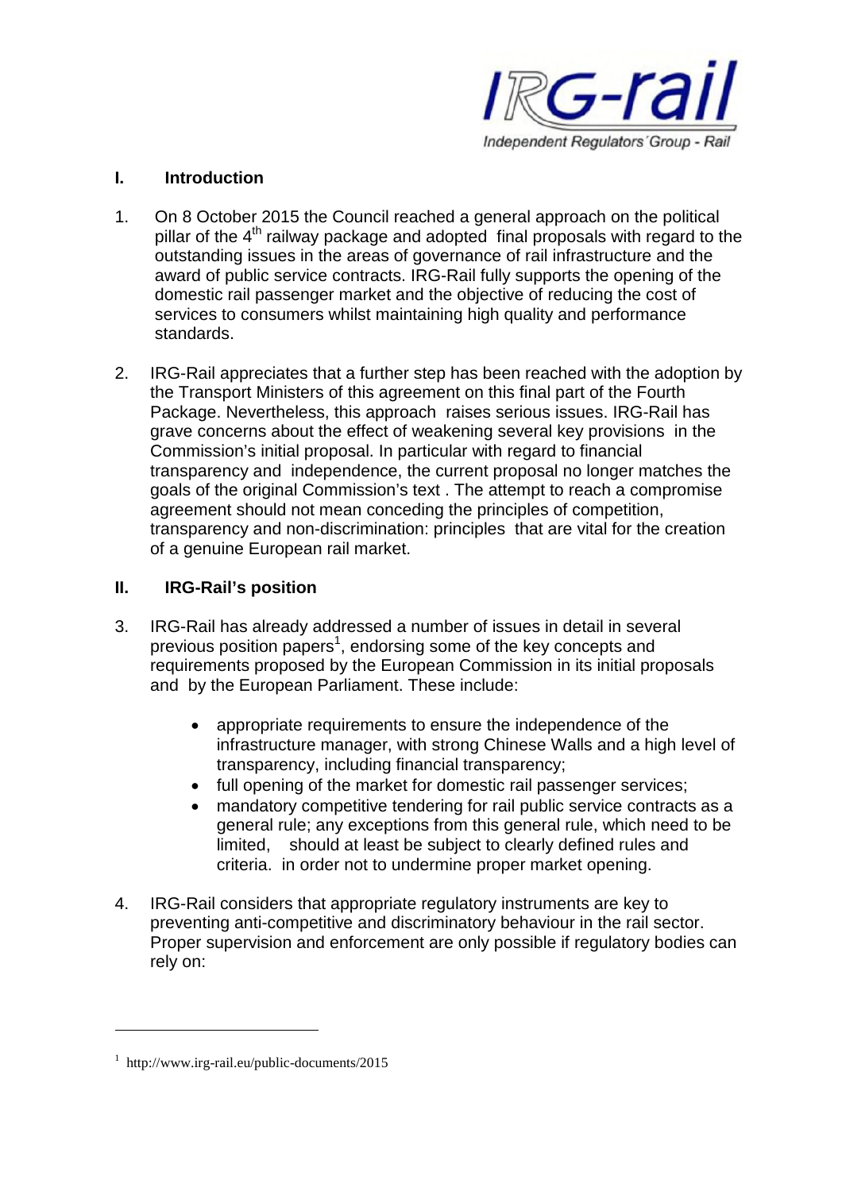## I. Introduction

1. On 8 October 2015 the Council reached a general approach on the political pillar of the 4th railway package and adopted final proposals with regard to the outstanding issues in the areas of governance of rail infrastructure and the award of public service contracts. IRG-Rail fully supports the opening of the domestic rail passenger market and the objective of reducing the cost of services to consumers whilst maintaining high quality and performance standards.

2. IRG-Rail appreciates that a further step has been reached with the adoption by the Transport Ministers of this agreement on this final part of the Fourth Package. Nevertheless, this approach raises serious issues. IRG-Rail has grave concerns about the effect of weakening several key provisions in the Commission's initial proposal. In particular with regard to financial transparency and independence, the current proposal no longer matches the goals of the original Commission's text . The attempt to reach a compromise agreement should not mean conceding the principles of competition, transparency and non-discrimination: principles that are vital for the creation of a genuine European rail market.

## II. IRG-Rail's position

3. IRG-Rail has already addressed a number of issues in detail in several previous position papers[1], endorsing some of the key concepts and requirements proposed by the European Commission in its initial proposals and by the European Parliament. These include:

   - appropriate requirements to ensure the independence of the infrastructure manager, with strong Chinese Walls and a high level of transparency, including financial transparency;
   - full opening of the market for domestic rail passenger services;
   - mandatory competitive tendering for rail public service contracts as a general rule; any exceptions from this general rule, which need to be limited, should at least be subject to clearly defined rules and criteria. in order not to undermine proper market opening.

4. IRG-Rail considers that appropriate regulatory instruments are key to preventing anti-competitive and discriminatory behaviour in the rail sector. Proper supervision and enforcement are only possible if regulatory bodies can rely on:

---

[1] http://www.irg-rail.eu/public-documents/2015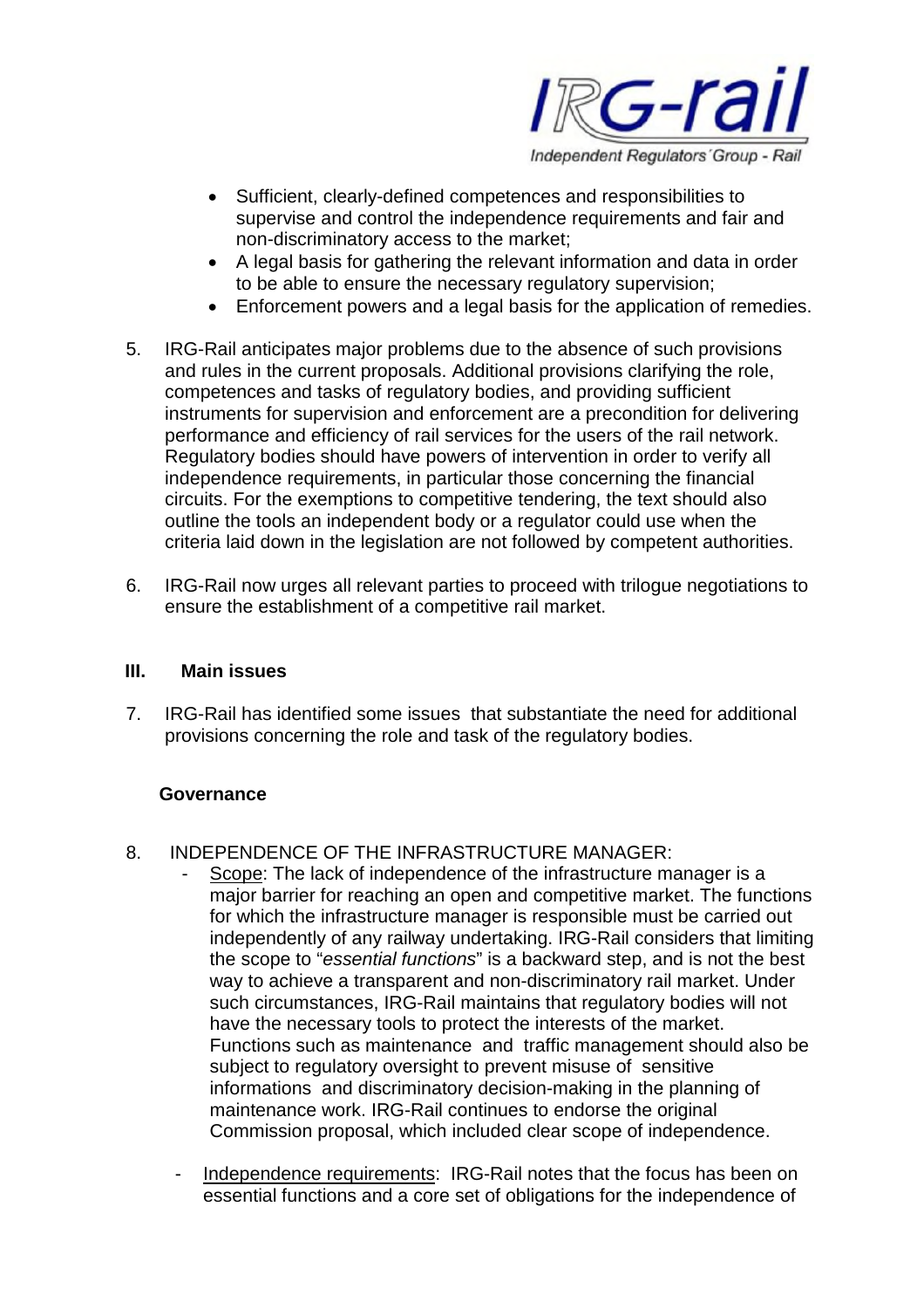- Sufficient, clearly-defined competences and responsibilities to supervise and control the independence requirements and fair and non-discriminatory access to the market;
- A legal basis for gathering the relevant information and data in order to be able to ensure the necessary regulatory supervision;
- Enforcement powers and a legal basis for the application of remedies.

5. IRG-Rail anticipates major problems due to the absence of such provisions and rules in the current proposals. Additional provisions clarifying the role, competences and tasks of regulatory bodies, and providing sufficient instruments for supervision and enforcement are a precondition for delivering performance and efficiency of rail services for the users of the rail network. Regulatory bodies should have powers of intervention in order to verify all independence requirements, in particular those concerning the financial circuits. For the exemptions to competitive tendering, the text should also outline the tools an independent body or a regulator could use when the criteria laid down in the legislation are not followed by competent authorities.

6. IRG-Rail now urges all relevant parties to proceed with trilogue negotiations to ensure the establishment of a competitive rail market.

## III. Main issues

7. IRG-Rail has identified some issues that substantiate the need for additional provisions concerning the role and task of the regulatory bodies.

### Governance

8. INDEPENDENCE OF THE INFRASTRUCTURE MANAGER:
   - Scope: The lack of independence of the infrastructure manager is a major barrier for reaching an open and competitive market. The functions for which the infrastructure manager is responsible must be carried out independently of any railway undertaking. IRG-Rail considers that limiting the scope to "*essential functions*" is a backward step, and is not the best way to achieve a transparent and non-discriminatory rail market. Under such circumstances, IRG-Rail maintains that regulatory bodies will not have the necessary tools to protect the interests of the market. Functions such as maintenance and traffic management should also be subject to regulatory oversight to prevent misuse of sensitive informations and discriminatory decision-making in the planning of maintenance work. IRG-Rail continues to endorse the original Commission proposal, which included clear scope of independence.
   - Independence requirements: IRG-Rail notes that the focus has been on essential functions and a core set of obligations for the independence of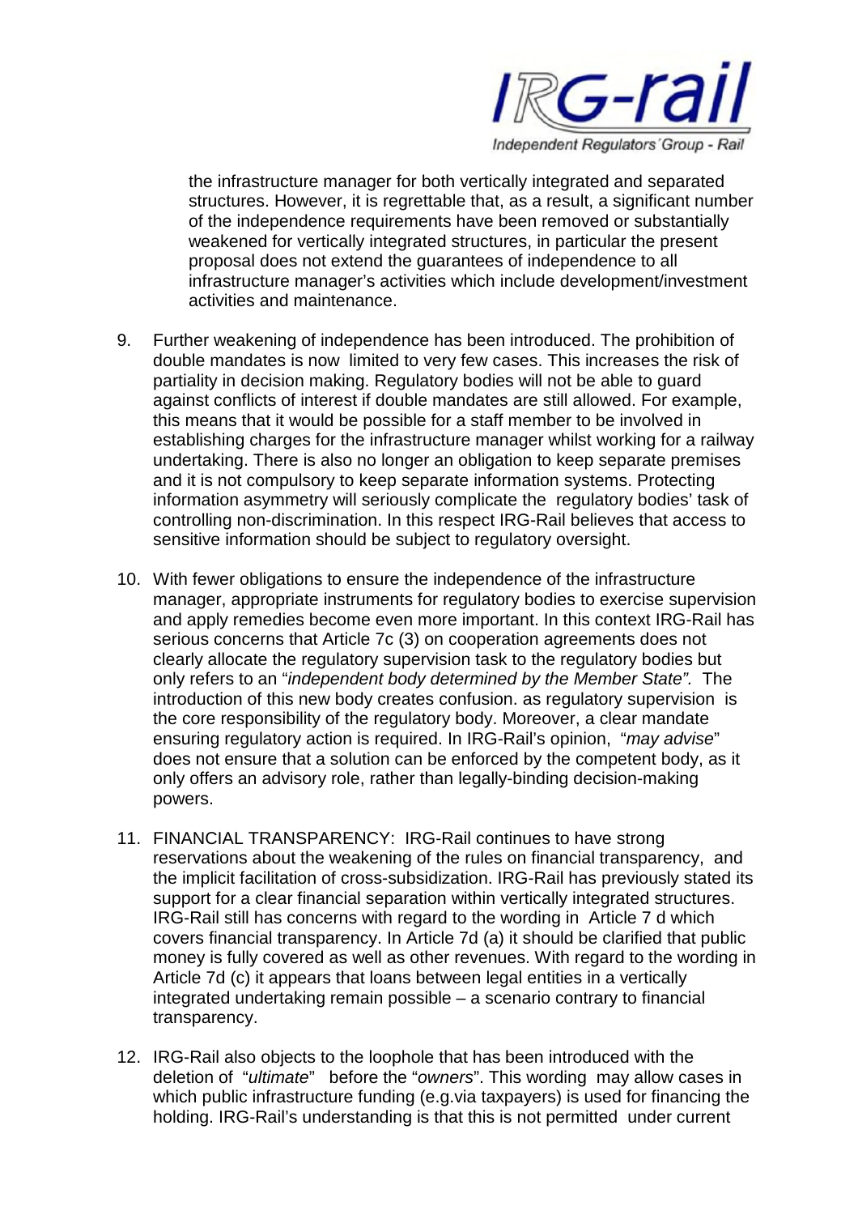the infrastructure manager for both vertically integrated and separated structures. However, it is regrettable that, as a result, a significant number of the independence requirements have been removed or substantially weakened for vertically integrated structures, in particular the present proposal does not extend the guarantees of independence to all infrastructure manager's activities which include development/investment activities and maintenance.

9. Further weakening of independence has been introduced. The prohibition of double mandates is now limited to very few cases. This increases the risk of partiality in decision making. Regulatory bodies will not be able to guard against conflicts of interest if double mandates are still allowed. For example, this means that it would be possible for a staff member to be involved in establishing charges for the infrastructure manager whilst working for a railway undertaking. There is also no longer an obligation to keep separate premises and it is not compulsory to keep separate information systems. Protecting information asymmetry will seriously complicate the regulatory bodies' task of controlling non-discrimination. In this respect IRG-Rail believes that access to sensitive information should be subject to regulatory oversight.

10. With fewer obligations to ensure the independence of the infrastructure manager, appropriate instruments for regulatory bodies to exercise supervision and apply remedies become even more important. In this context IRG-Rail has serious concerns that Article 7c (3) on cooperation agreements does not clearly allocate the regulatory supervision task to the regulatory bodies but only refers to an "*independent body determined by the Member State".* The introduction of this new body creates confusion. as regulatory supervision is the core responsibility of the regulatory body. Moreover, a clear mandate ensuring regulatory action is required. In IRG-Rail's opinion, "*may advise*" does not ensure that a solution can be enforced by the competent body, as it only offers an advisory role, rather than legally-binding decision-making powers.

11. FINANCIAL TRANSPARENCY: IRG-Rail continues to have strong reservations about the weakening of the rules on financial transparency, and the implicit facilitation of cross-subsidization. IRG-Rail has previously stated its support for a clear financial separation within vertically integrated structures. IRG-Rail still has concerns with regard to the wording in Article 7 d which covers financial transparency. In Article 7d (a) it should be clarified that public money is fully covered as well as other revenues. With regard to the wording in Article 7d (c) it appears that loans between legal entities in a vertically integrated undertaking remain possible – a scenario contrary to financial transparency.

12. IRG-Rail also objects to the loophole that has been introduced with the deletion of "*ultimate*" before the "*owners*". This wording may allow cases in which public infrastructure funding (e.g.via taxpayers) is used for financing the holding. IRG-Rail's understanding is that this is not permitted under current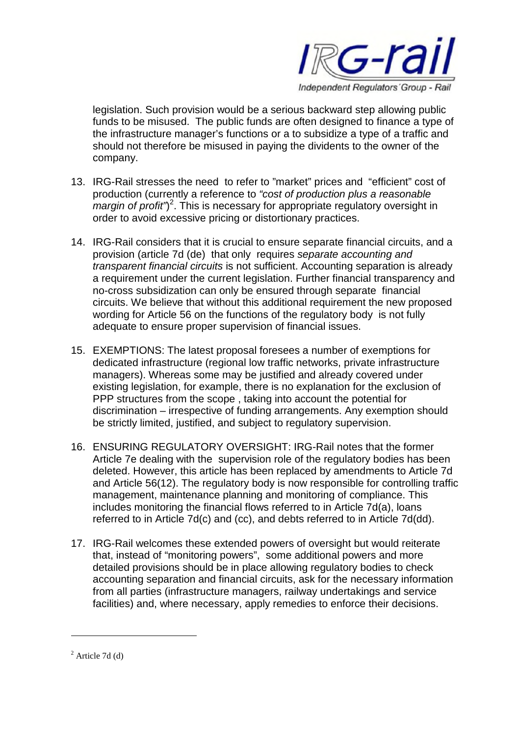legislation. Such provision would be a serious backward step allowing public funds to be misused. The public funds are often designed to finance a type of the infrastructure manager's functions or a to subsidize a type of a traffic and should not therefore be misused in paying the dividents to the owner of the company.

13. IRG-Rail stresses the need to refer to "market" prices and "efficient" cost of production (currently a reference to *"cost of production plus a reasonable margin of profit"*)[2]. This is necessary for appropriate regulatory oversight in order to avoid excessive pricing or distortionary practices.

14. IRG-Rail considers that it is crucial to ensure separate financial circuits, and a provision (article 7d (de) that only requires *separate accounting and transparent financial circuits* is not sufficient. Accounting separation is already a requirement under the current legislation. Further financial transparency and no-cross subsidization can only be ensured through separate financial circuits. We believe that without this additional requirement the new proposed wording for Article 56 on the functions of the regulatory body is not fully adequate to ensure proper supervision of financial issues.

15. EXEMPTIONS: The latest proposal foresees a number of exemptions for dedicated infrastructure (regional low traffic networks, private infrastructure managers). Whereas some may be justified and already covered under existing legislation, for example, there is no explanation for the exclusion of PPP structures from the scope , taking into account the potential for discrimination – irrespective of funding arrangements. Any exemption should be strictly limited, justified, and subject to regulatory supervision.

16. ENSURING REGULATORY OVERSIGHT: IRG-Rail notes that the former Article 7e dealing with the supervision role of the regulatory bodies has been deleted. However, this article has been replaced by amendments to Article 7d and Article 56(12). The regulatory body is now responsible for controlling traffic management, maintenance planning and monitoring of compliance. This includes monitoring the financial flows referred to in Article 7d(a), loans referred to in Article 7d(c) and (cc), and debts referred to in Article 7d(dd).

17. IRG-Rail welcomes these extended powers of oversight but would reiterate that, instead of "monitoring powers", some additional powers and more detailed provisions should be in place allowing regulatory bodies to check accounting separation and financial circuits, ask for the necessary information from all parties (infrastructure managers, railway undertakings and service facilities) and, where necessary, apply remedies to enforce their decisions.

---

[2] Article 7d (d)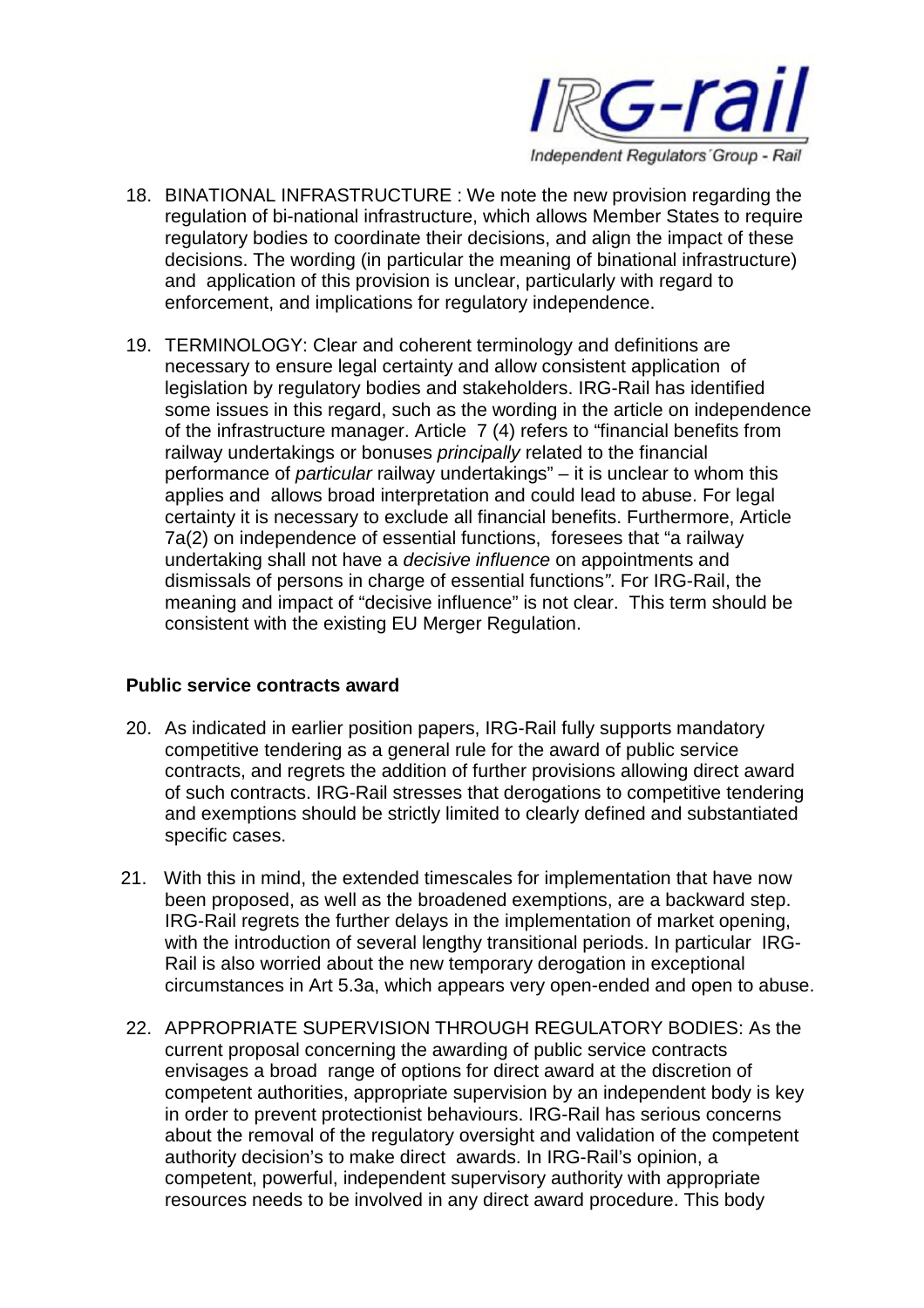18. BINATIONAL INFRASTRUCTURE : We note the new provision regarding the regulation of bi-national infrastructure, which allows Member States to require regulatory bodies to coordinate their decisions, and align the impact of these decisions. The wording (in particular the meaning of binational infrastructure) and application of this provision is unclear, particularly with regard to enforcement, and implications for regulatory independence.

19. TERMINOLOGY: Clear and coherent terminology and definitions are necessary to ensure legal certainty and allow consistent application of legislation by regulatory bodies and stakeholders. IRG-Rail has identified some issues in this regard, such as the wording in the article on independence of the infrastructure manager. Article 7 (4) refers to "financial benefits from railway undertakings or bonuses *principally* related to the financial performance of *particular* railway undertakings" – it is unclear to whom this applies and allows broad interpretation and could lead to abuse. For legal certainty it is necessary to exclude all financial benefits. Furthermore, Article 7a(2) on independence of essential functions, foresees that "a railway undertaking shall not have a *decisive influence* on appointments and dismissals of persons in charge of essential functions". For IRG-Rail, the meaning and impact of "decisive influence" is not clear. This term should be consistent with the existing EU Merger Regulation.

**Public service contracts award**

20. As indicated in earlier position papers, IRG-Rail fully supports mandatory competitive tendering as a general rule for the award of public service contracts, and regrets the addition of further provisions allowing direct award of such contracts. IRG-Rail stresses that derogations to competitive tendering and exemptions should be strictly limited to clearly defined and substantiated specific cases.

21. With this in mind, the extended timescales for implementation that have now been proposed, as well as the broadened exemptions, are a backward step. IRG-Rail regrets the further delays in the implementation of market opening, with the introduction of several lengthy transitional periods. In particular IRG-Rail is also worried about the new temporary derogation in exceptional circumstances in Art 5.3a, which appears very open-ended and open to abuse.

22. APPROPRIATE SUPERVISION THROUGH REGULATORY BODIES: As the current proposal concerning the awarding of public service contracts envisages a broad range of options for direct award at the discretion of competent authorities, appropriate supervision by an independent body is key in order to prevent protectionist behaviours. IRG-Rail has serious concerns about the removal of the regulatory oversight and validation of the competent authority decision's to make direct awards. In IRG-Rail's opinion, a competent, powerful, independent supervisory authority with appropriate resources needs to be involved in any direct award procedure. This body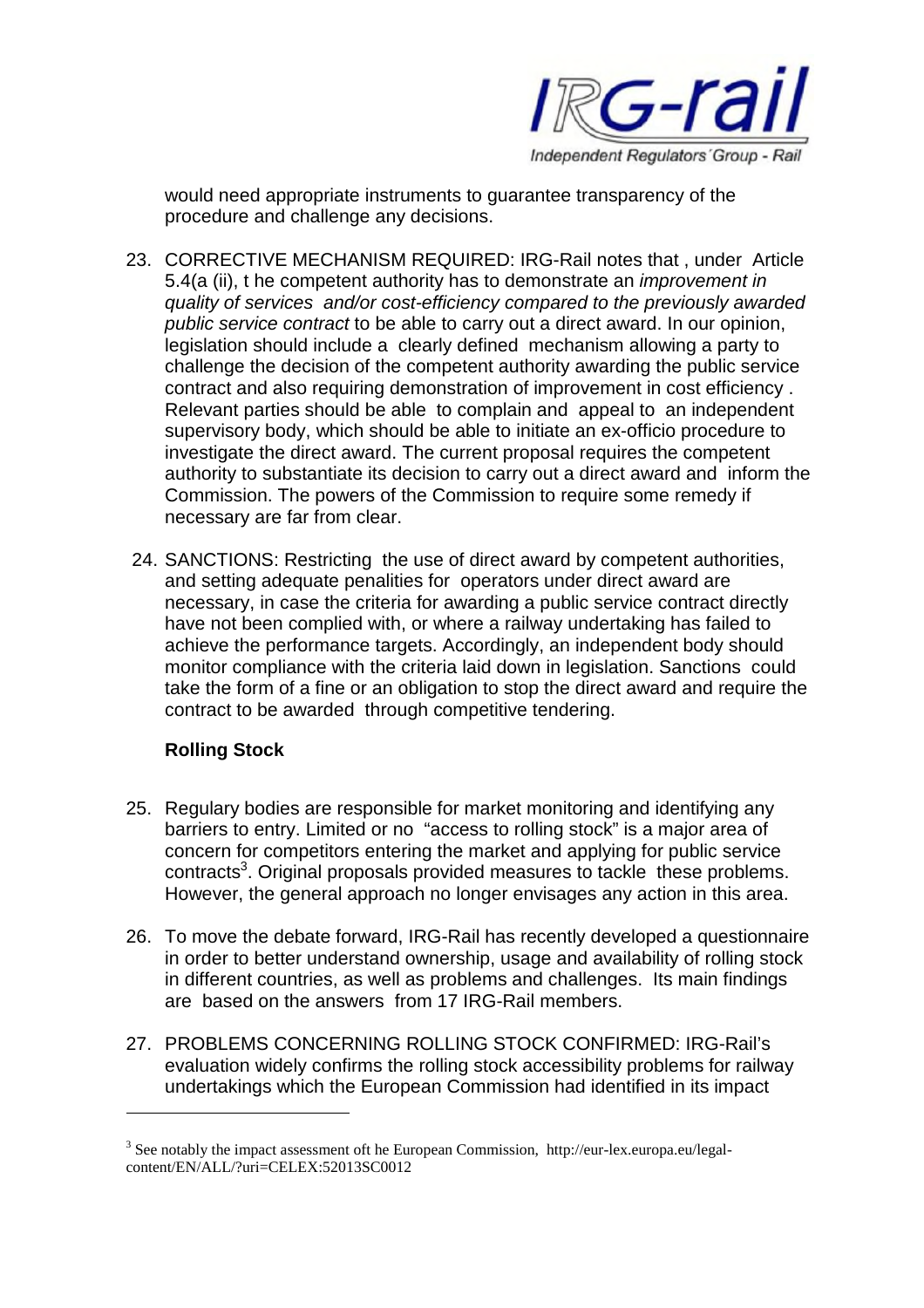would need appropriate instruments to guarantee transparency of the procedure and challenge any decisions.

23. CORRECTIVE MECHANISM REQUIRED: IRG-Rail notes that , under Article 5.4(a (ii), t he competent authority has to demonstrate an *improvement in quality of services and/or cost-efficiency compared to the previously awarded public service contract* to be able to carry out a direct award. In our opinion, legislation should include a clearly defined mechanism allowing a party to challenge the decision of the competent authority awarding the public service contract and also requiring demonstration of improvement in cost efficiency . Relevant parties should be able to complain and appeal to an independent supervisory body, which should be able to initiate an ex-officio procedure to investigate the direct award. The current proposal requires the competent authority to substantiate its decision to carry out a direct award and inform the Commission. The powers of the Commission to require some remedy if necessary are far from clear.

24. SANCTIONS: Restricting the use of direct award by competent authorities, and setting adequate penalities for operators under direct award are necessary, in case the criteria for awarding a public service contract directly have not been complied with, or where a railway undertaking has failed to achieve the performance targets. Accordingly, an independent body should monitor compliance with the criteria laid down in legislation. Sanctions could take the form of a fine or an obligation to stop the direct award and require the contract to be awarded through competitive tendering.

**Rolling Stock**

25. Regulary bodies are responsible for market monitoring and identifying any barriers to entry. Limited or no "access to rolling stock" is a major area of concern for competitors entering the market and applying for public service contracts[3]. Original proposals provided measures to tackle these problems. However, the general approach no longer envisages any action in this area.

26. To move the debate forward, IRG-Rail has recently developed a questionnaire in order to better understand ownership, usage and availability of rolling stock in different countries, as well as problems and challenges. Its main findings are based on the answers from 17 IRG-Rail members.

27. PROBLEMS CONCERNING ROLLING STOCK CONFIRMED: IRG-Rail's evaluation widely confirms the rolling stock accessibility problems for railway undertakings which the European Commission had identified in its impact

[3] See notably the impact assessment oft he European Commission, http://eur-lex.europa.eu/legal-content/EN/ALL/?uri=CELEX:52013SC0012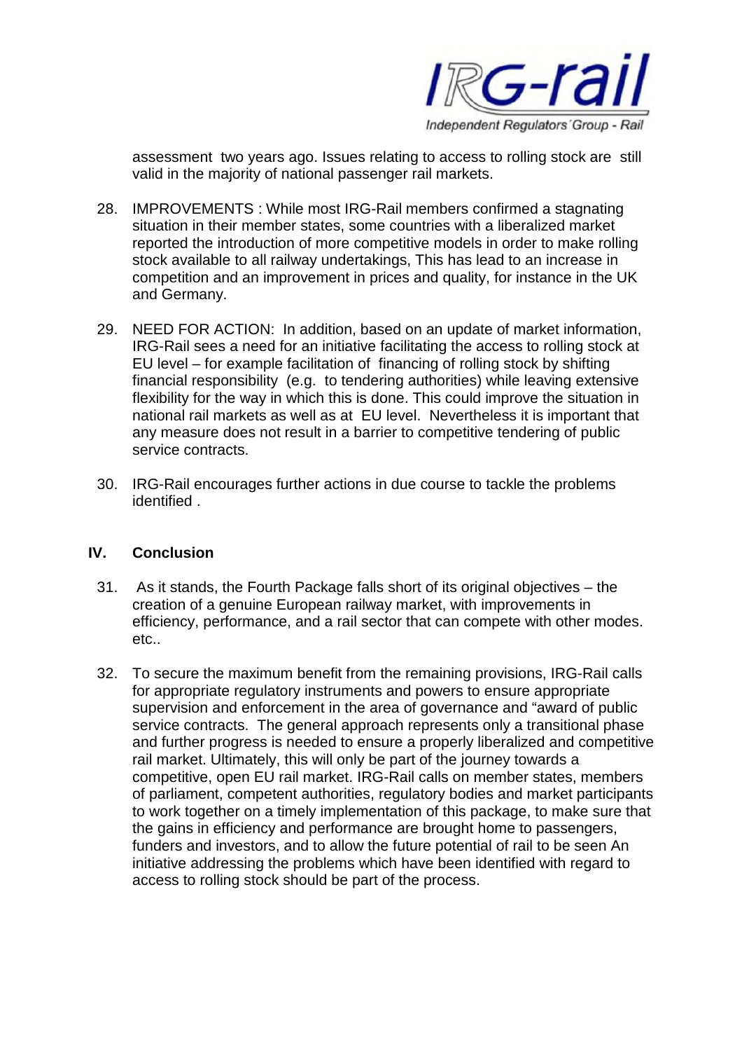assessment two years ago. Issues relating to access to rolling stock are still valid in the majority of national passenger rail markets.

28. IMPROVEMENTS : While most IRG-Rail members confirmed a stagnating situation in their member states, some countries with a liberalized market reported the introduction of more competitive models in order to make rolling stock available to all railway undertakings, This has lead to an increase in competition and an improvement in prices and quality, for instance in the UK and Germany.

29. NEED FOR ACTION: In addition, based on an update of market information, IRG-Rail sees a need for an initiative facilitating the access to rolling stock at EU level – for example facilitation of financing of rolling stock by shifting financial responsibility (e.g. to tendering authorities) while leaving extensive flexibility for the way in which this is done. This could improve the situation in national rail markets as well as at EU level. Nevertheless it is important that any measure does not result in a barrier to competitive tendering of public service contracts.

30. IRG-Rail encourages further actions in due course to tackle the problems identified .

## IV. Conclusion

31. As it stands, the Fourth Package falls short of its original objectives – the creation of a genuine European railway market, with improvements in efficiency, performance, and a rail sector that can compete with other modes. etc..

32. To secure the maximum benefit from the remaining provisions, IRG-Rail calls for appropriate regulatory instruments and powers to ensure appropriate supervision and enforcement in the area of governance and "award of public service contracts. The general approach represents only a transitional phase and further progress is needed to ensure a properly liberalized and competitive rail market. Ultimately, this will only be part of the journey towards a competitive, open EU rail market. IRG-Rail calls on member states, members of parliament, competent authorities, regulatory bodies and market participants to work together on a timely implementation of this package, to make sure that the gains in efficiency and performance are brought home to passengers, funders and investors, and to allow the future potential of rail to be seen An initiative addressing the problems which have been identified with regard to access to rolling stock should be part of the process.